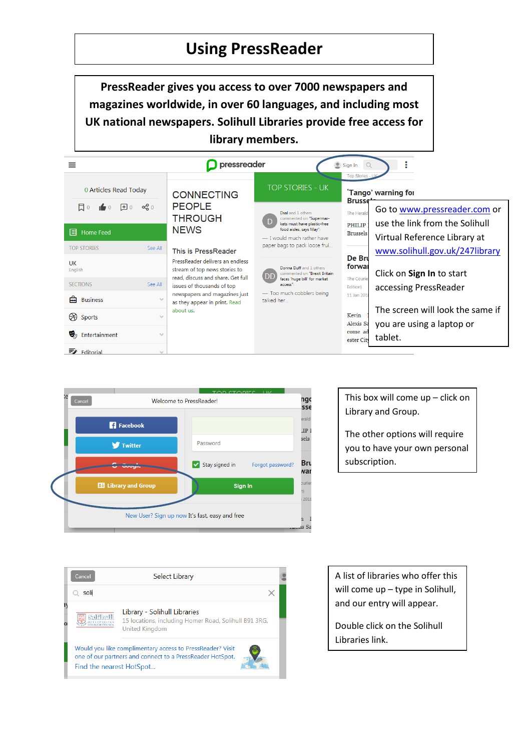# Using PressReader

**PressReader gives you access to over 7000 newspapers and magazines worldwide, in over 60 languages, and including most UK national newspapers. Solihull Libraries provide free access for library members.**

Go to www.pressreader.com or use the link from the Solihull Virtual Reference Library at www.solihull.gov.uk/247library

Click on **Sign In** to start accessing PressReader

The screen will look the same if you are using a laptop or tablet.

This box will come up – click on Library and Group.

The other options will require you to have your own personal subscription.

A list of libraries who offer this will come up – type in Solihull, and our entry will appear.

Double click on the Solihull Libraries link.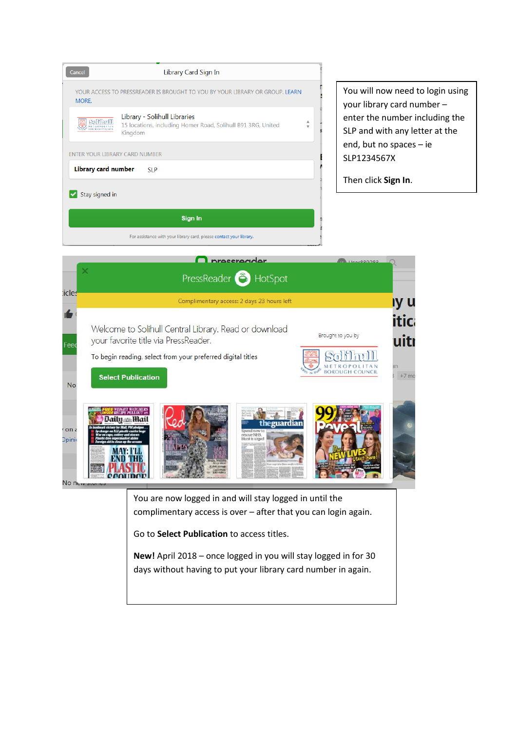You will now need to login using your library card number – enter the number including the SLP and with any letter at the end, but no spaces – ie SLP1234567X

Then click **Sign In**.

You are now logged in and will stay logged in until the complimentary access is over – after that you can login again.

Go to **Select Publication** to access titles.

**New!** April 2018 – once logged in you will stay logged in for 30 days without having to put your library card number in again.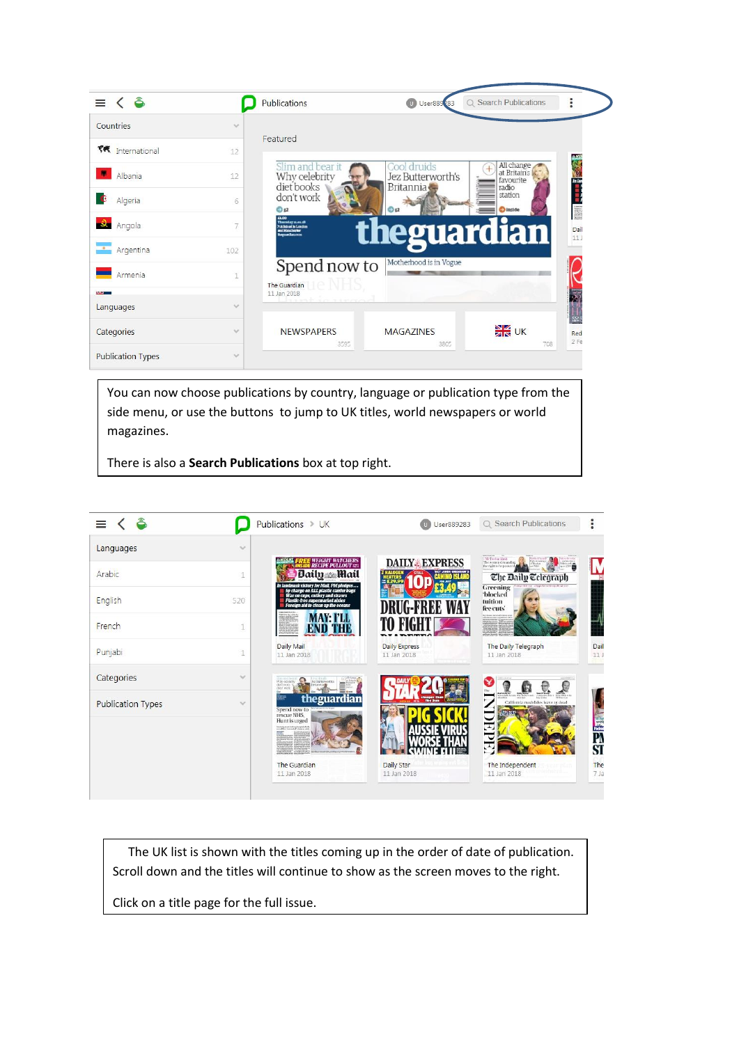You can now choose publications by country, language or publication type from the side menu, or use the buttons to jump to UK titles, world newspapers or world magazines.

There is also a **Search Publications** box at top right.

The UK list is shown with the titles coming up in the order of date of publication. Scroll down and the titles will continue to show as the screen moves to the right.

Click on a title page for the full issue.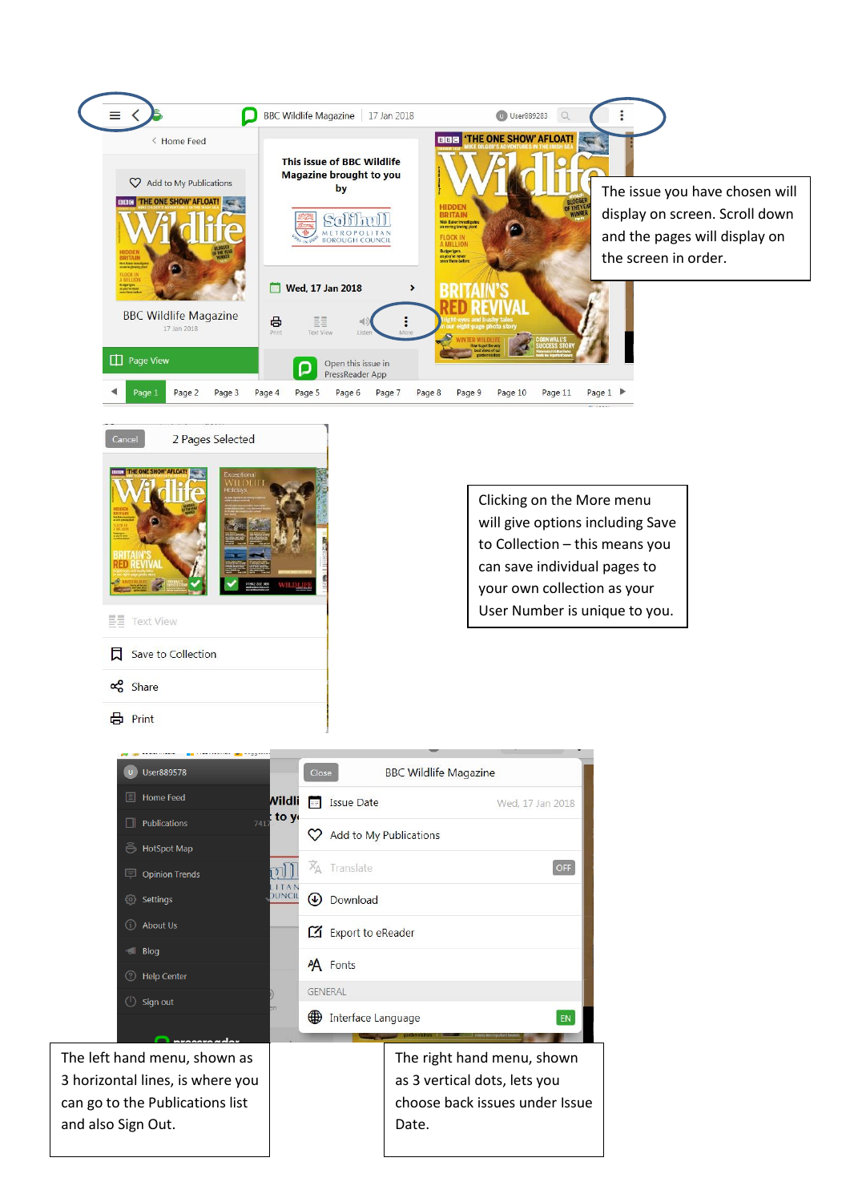The issue you have chosen will display on screen. Scroll down and the pages will display on the screen in order.

Clicking on the More menu will give options including Save to Collection – this means you can save individual pages to your own collection as your User Number is unique to you.

The left hand menu, shown as 3 horizontal lines, is where you can go to the Publications list and also Sign Out.

The right hand menu, shown as 3 vertical dots, lets you choose back issues under Issue Date.